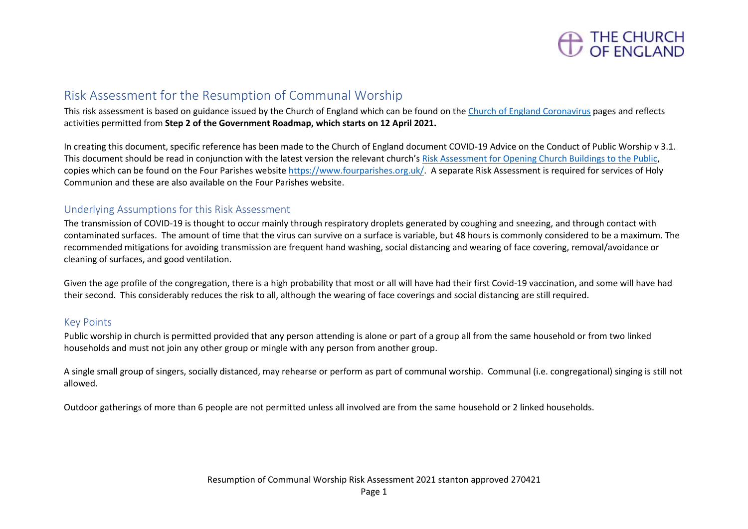THE CHURCH OF ENGLAND

# Risk Assessment for the Resumption of Communal Worship

This risk assessment is based on guidance issued by the Church of England which can be found on the [Church of England Coronavirus](#) pages and reflects activities permitted from **Step 2 of the Government Roadmap, which starts on 12 April 2021.**

In creating this document, specific reference has been made to the Church of England document COVID-19 Advice on the Conduct of Public Worship v 3.1. This document should be read in conjunction with the latest version the relevant church's [Risk Assessment for Opening Church Buildings to the Public](#), copies which can be found on the Four Parishes website [https://www.fourparishes.org.uk/](https://www.fourparishes.org.uk/). A separate Risk Assessment is required for services of Holy Communion and these are also available on the Four Parishes website.

## Underlying Assumptions for this Risk Assessment

The transmission of COVID-19 is thought to occur mainly through respiratory droplets generated by coughing and sneezing, and through contact with contaminated surfaces. The amount of time that the virus can survive on a surface is variable, but 48 hours is commonly considered to be a maximum. The recommended mitigations for avoiding transmission are frequent hand washing, social distancing and wearing of face covering, removal/avoidance or cleaning of surfaces, and good ventilation.

Given the age profile of the congregation, there is a high probability that most or all will have had their first Covid-19 vaccination, and some will have had their second. This considerably reduces the risk to all, although the wearing of face coverings and social distancing are still required.

## Key Points

Public worship in church is permitted provided that any person attending is alone or part of a group all from the same household or from two linked households and must not join any other group or mingle with any person from another group.

A single small group of singers, socially distanced, may rehearse or perform as part of communal worship. Communal (i.e. congregational) singing is still not allowed.

Outdoor gatherings of more than 6 people are not permitted unless all involved are from the same household or 2 linked households.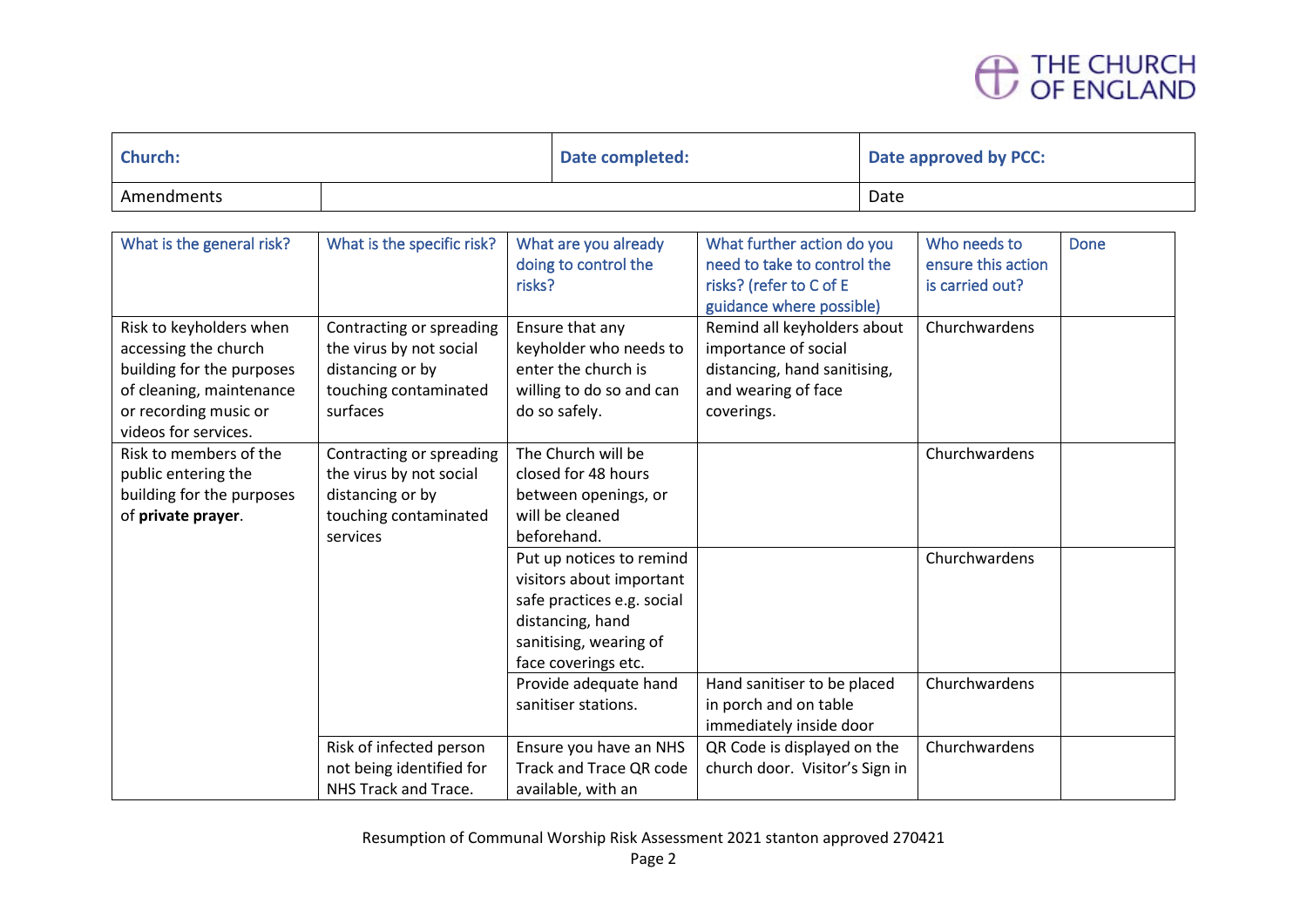THE CHURCH OF ENGLAND

| Church: | | Date completed: | Date approved by PCC: |
|---|---|---|---|
| Amendments | | | Date |

| What is the general risk? | What is the specific risk? | What are you already doing to control the risks? | What further action do you need to take to control the risks? (refer to C of E guidance where possible) | Who needs to ensure this action is carried out? | Done |
|---|---|---|---|---|---|
| Risk to keyholders when accessing the church building for the purposes of cleaning, maintenance or recording music or videos for services. | Contracting or spreading the virus by not social distancing or by touching contaminated surfaces | Ensure that any keyholder who needs to enter the church is willing to do so and can do so safely. | Remind all keyholders about importance of social distancing, hand sanitising, and wearing of face coverings. | Churchwardens | |
| Risk to members of the public entering the building for the purposes of **private prayer**. | Contracting or spreading the virus by not social distancing or by touching contaminated services | The Church will be closed for 48 hours between openings, or will be cleaned beforehand. | | Churchwardens | |
| | | Put up notices to remind visitors about important safe practices e.g. social distancing, hand sanitising, wearing of face coverings etc. | | Churchwardens | |
| | | Provide adequate hand sanitiser stations. | Hand sanitiser to be placed in porch and on table immediately inside door | Churchwardens | |
| | Risk of infected person not being identified for NHS Track and Trace. | Ensure you have an NHS Track and Trace QR code available, with an | QR Code is displayed on the church door. Visitor's Sign in | Churchwardens | |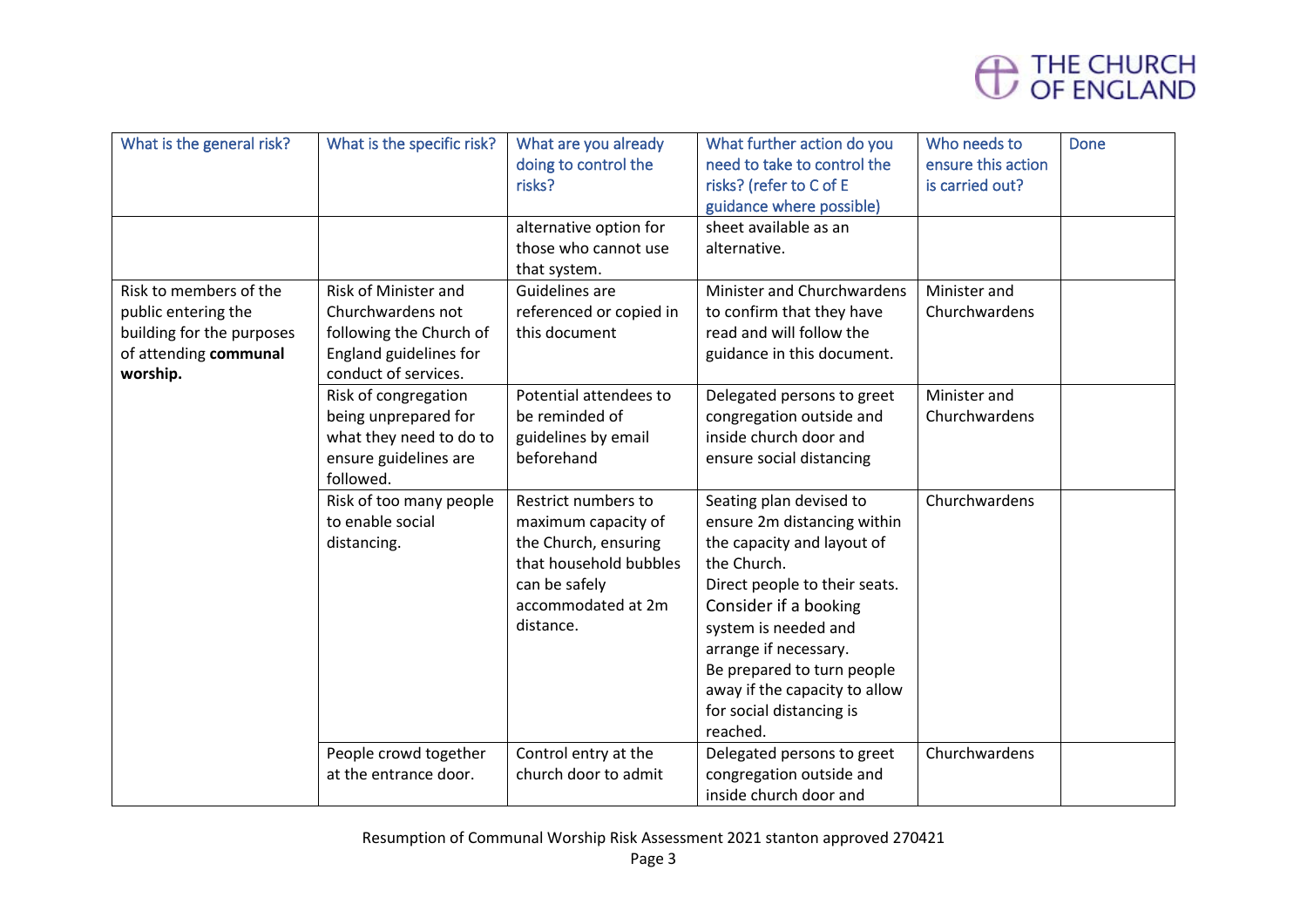| What is the general risk? | What is the specific risk? | What are you already doing to control the risks? | What further action do you need to take to control the risks? (refer to C of E guidance where possible) | Who needs to ensure this action is carried out? | Done |
|---|---|---|---|---|---|
| | | alternative option for those who cannot use that system. | sheet available as an alternative. | | |
| Risk to members of the public entering the building for the purposes of attending **communal worship.** | Risk of Minister and Churchwardens not following the Church of England guidelines for conduct of services. | Guidelines are referenced or copied in this document | Minister and Churchwardens to confirm that they have read and will follow the guidance in this document. | Minister and Churchwardens | |
| | Risk of congregation being unprepared for what they need to do to ensure guidelines are followed. | Potential attendees to be reminded of guidelines by email beforehand | Delegated persons to greet congregation outside and inside church door and ensure social distancing | Minister and Churchwardens | |
| | Risk of too many people to enable social distancing. | Restrict numbers to maximum capacity of the Church, ensuring that household bubbles can be safely accommodated at 2m distance. | Seating plan devised to ensure 2m distancing within the capacity and layout of the Church.<br>Direct people to their seats.<br>Consider if a booking system is needed and arrange if necessary.<br>Be prepared to turn people away if the capacity to allow for social distancing is reached. | Churchwardens | |
| | People crowd together at the entrance door. | Control entry at the church door to admit | Delegated persons to greet congregation outside and inside church door and | Churchwardens | |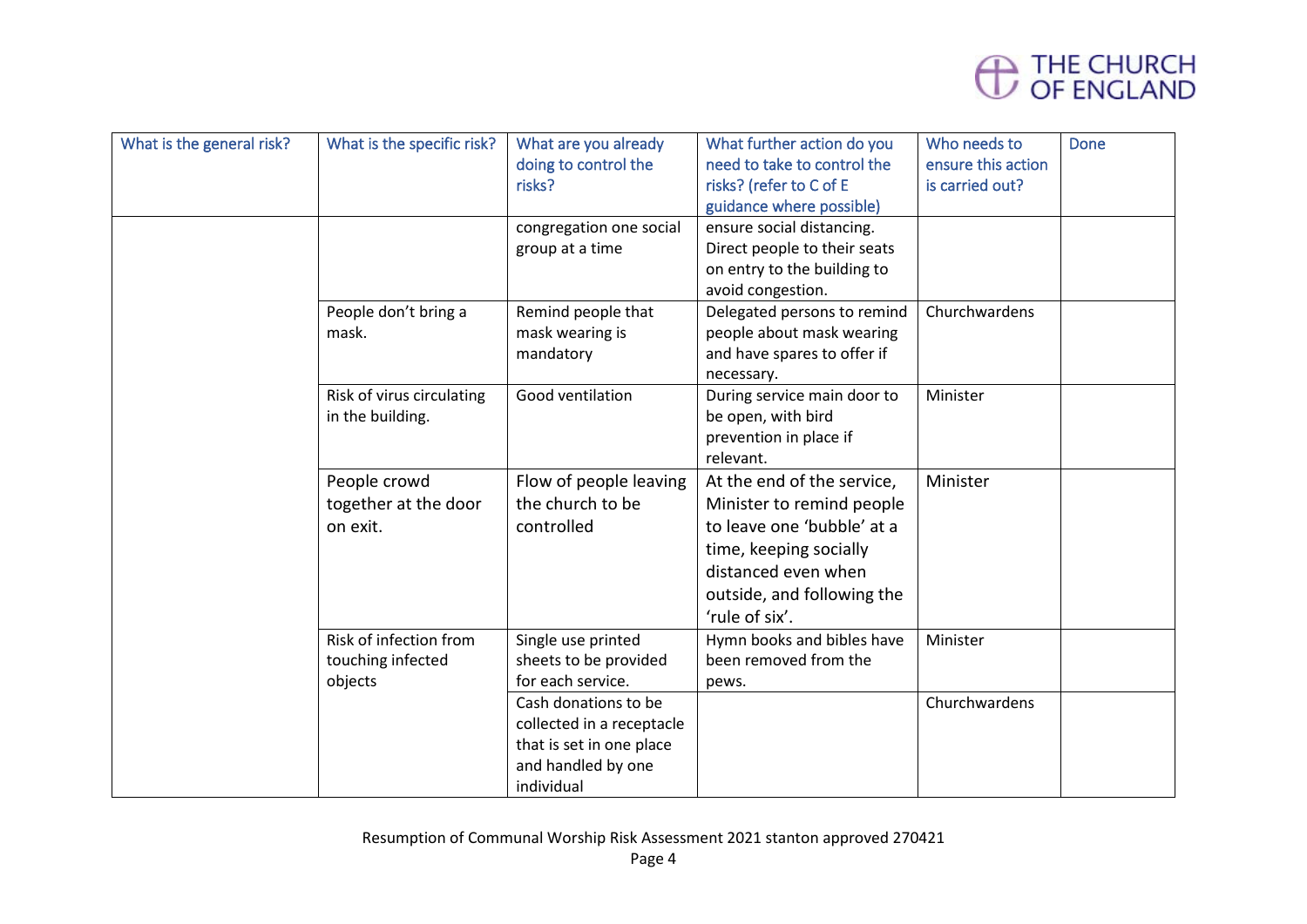| What is the general risk? | What is the specific risk? | What are you already doing to control the risks? | What further action do you need to take to control the risks? (refer to C of E guidance where possible) | Who needs to ensure this action is carried out? | Done |
|---|---|---|---|---|---|
| | | congregation one social group at a time | ensure social distancing. Direct people to their seats on entry to the building to avoid congestion. | | |
| | People don't bring a mask. | Remind people that mask wearing is mandatory | Delegated persons to remind people about mask wearing and have spares to offer if necessary. | Churchwardens | |
| | Risk of virus circulating in the building. | Good ventilation | During service main door to be open, with bird prevention in place if relevant. | Minister | |
| | People crowd together at the door on exit. | Flow of people leaving the church to be controlled | At the end of the service, Minister to remind people to leave one 'bubble' at a time, keeping socially distanced even when outside, and following the 'rule of six'. | Minister | |
| | Risk of infection from touching infected objects | Single use printed sheets to be provided for each service. | Hymn books and bibles have been removed from the pews. | Minister | |
| | | Cash donations to be collected in a receptacle that is set in one place and handled by one individual | | Churchwardens | |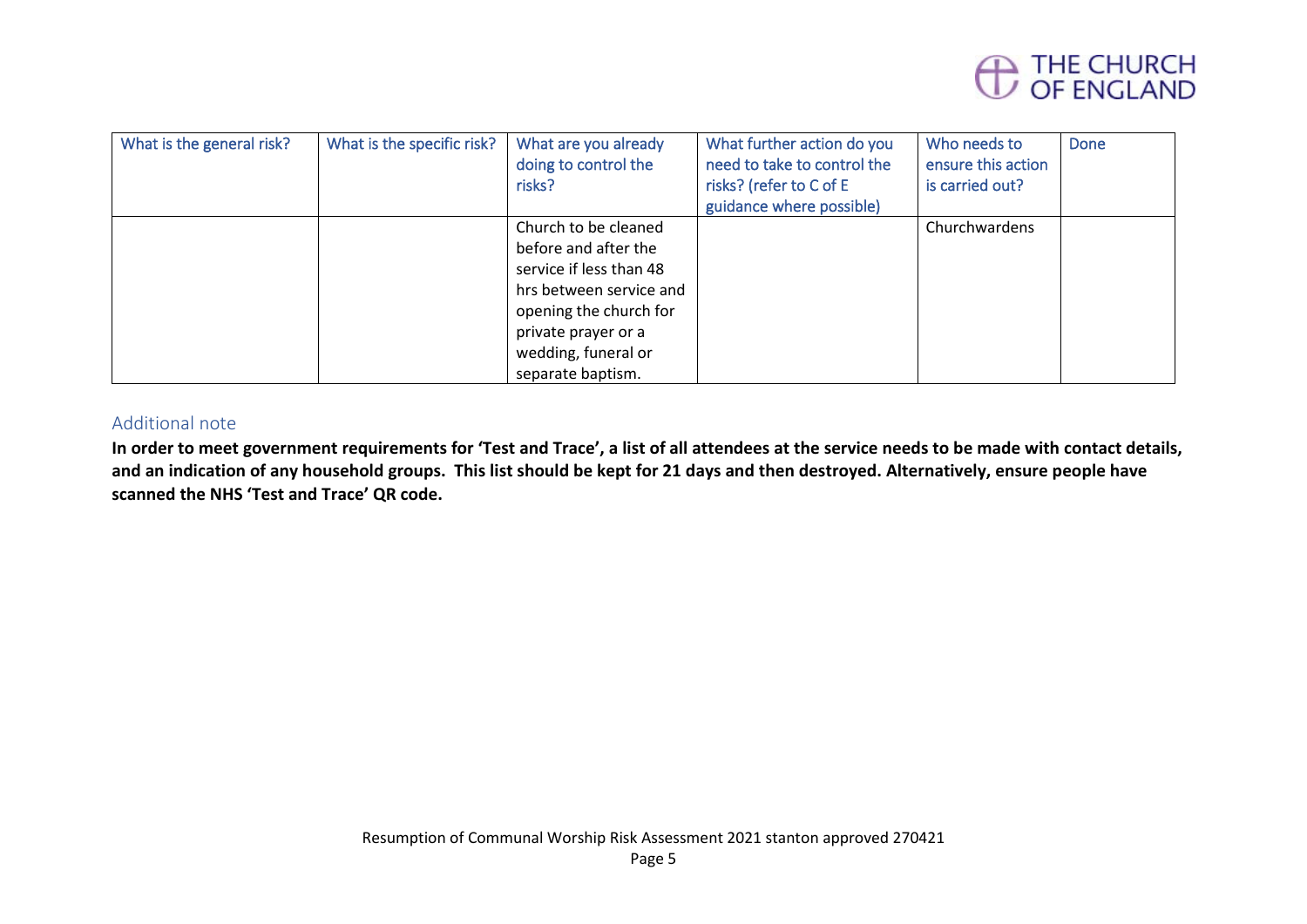| What is the general risk? | What is the specific risk? | What are you already doing to control the risks? | What further action do you need to take to control the risks? (refer to C of E guidance where possible) | Who needs to ensure this action is carried out? | Done |
|---|---|---|---|---|---|
| | | Church to be cleaned before and after the service if less than 48 hrs between service and opening the church for private prayer or a wedding, funeral or separate baptism. | | Churchwardens | |

## Additional note

**In order to meet government requirements for 'Test and Trace', a list of all attendees at the service needs to be made with contact details, and an indication of any household groups. This list should be kept for 21 days and then destroyed. Alternatively, ensure people have scanned the NHS 'Test and Trace' QR code.**